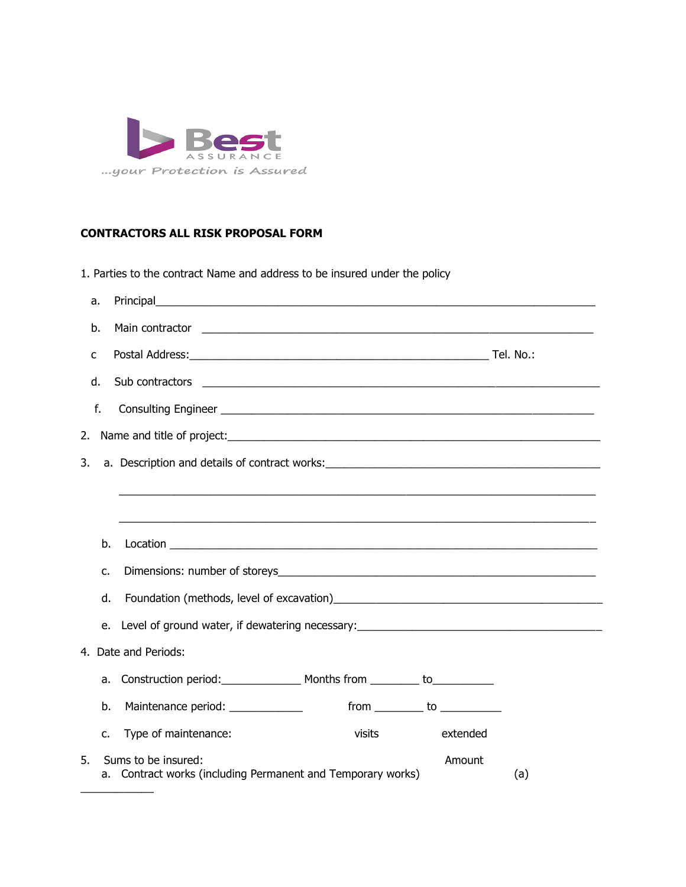Best
ASSURANCE
...your Protection is Assured

**CONTRACTORS ALL RISK PROPOSAL FORM**

1. Parties to the contract Name and address to be insured under the policy

   a. Principal___________________________________________________________________________

   b. Main contractor ____________________________________________________________________

   c Postal Address:_____________________________________________________ Tel. No.:

   d. Sub contractors ______________________________________________________________________

   f. Consulting Engineer __________________________________________________________________

2. Name and title of project:______________________________________________________________

3. a. Description and details of contract works:_______________________________________________

   ___________________________________________________________________________________

   ___________________________________________________________________________________

   b. Location ___________________________________________________________________________

   c. Dimensions: number of storeys_________________________________________________________

   d. Foundation (methods, level of excavation)_______________________________________________

   e. Level of ground water, if dewatering necessary:__________________________________________

4. Date and Periods:

   a. Construction period:______________ Months from ________ to__________

   b. Maintenance period: _____________ from ________ to __________

   c. Type of maintenance: visits extended

5. Sums to be insured: Amount

   a. Contract works (including Permanent and Temporary works) (a)

____________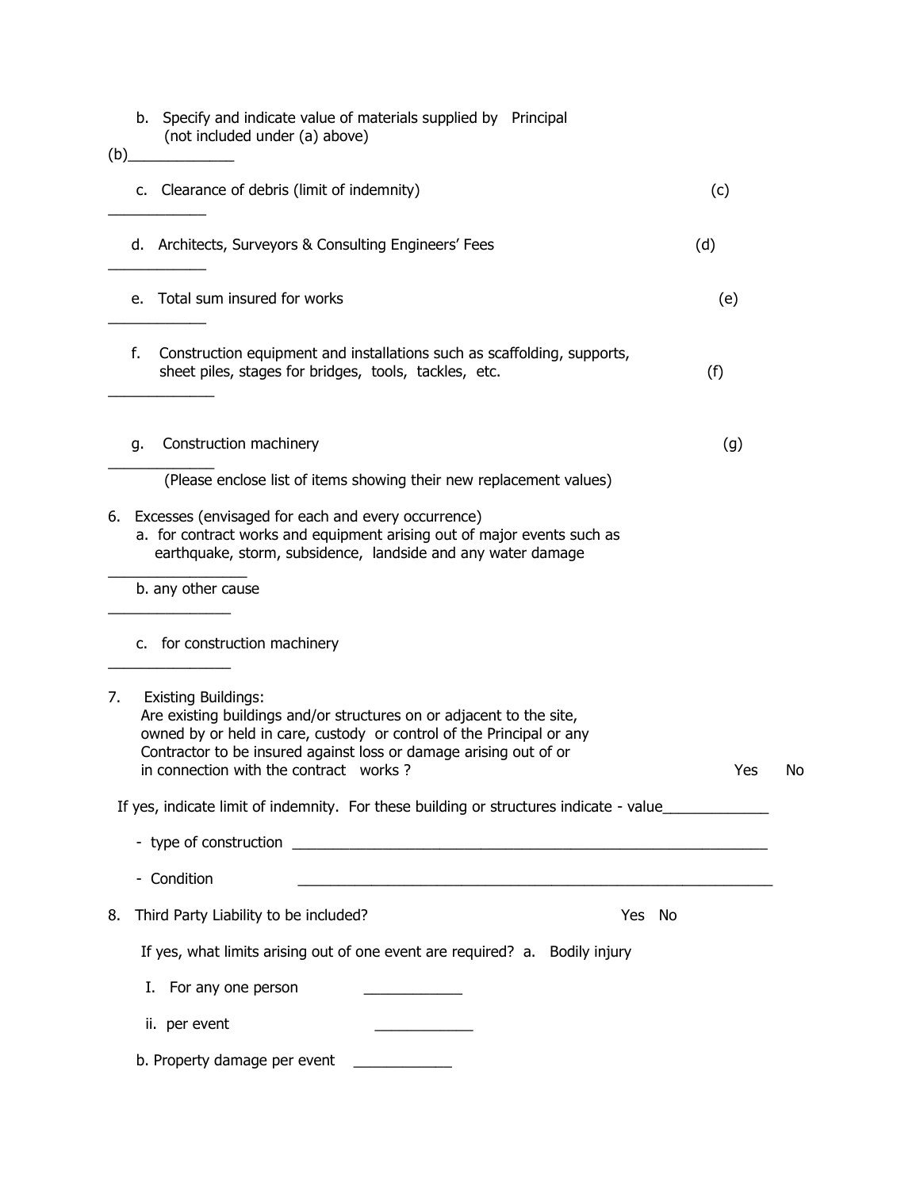b. Specify and indicate value of materials supplied by Principal (not included under (a) above)

(b)_____________

c. Clearance of debris (limit of indemnity) (c)

____________

d. Architects, Surveyors & Consulting Engineers' Fees (d)

____________

e. Total sum insured for works (e)

____________

f. Construction equipment and installations such as scaffolding, supports, sheet piles, stages for bridges, tools, tackles, etc. (f)

_____________

g. Construction machinery (g)

_____________

(Please enclose list of items showing their new replacement values)

6. Excesses (envisaged for each and every occurrence)
   a. for contract works and equipment arising out of major events such as earthquake, storm, subsidence, landside and any water damage

   _________________

   b. any other cause

   _______________

   c. for construction machinery

   _______________

7. Existing Buildings:
   Are existing buildings and/or structures on or adjacent to the site, owned by or held in care, custody or control of the Principal or any Contractor to be insured against loss or damage arising out of or in connection with the contract works ? Yes No

   If yes, indicate limit of indemnity. For these building or structures indicate - value_____________

   - type of construction ______________________________________________________________
   - Condition ______________________________________________________________

8. Third Party Liability to be included? Yes No

   If yes, what limits arising out of one event are required? a. Bodily injury

   I. For any one person ____________

   ii. per event ____________

   b. Property damage per event ____________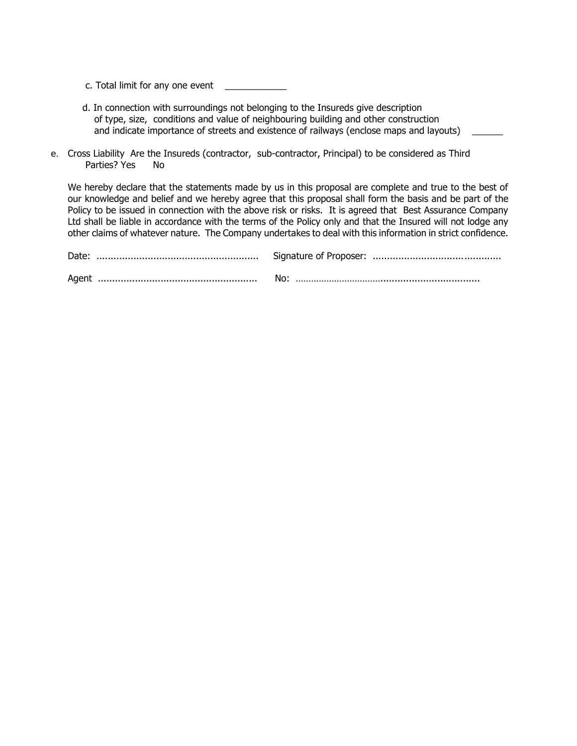c. Total limit for any one event ____________

d. In connection with surroundings not belonging to the Insureds give description of type, size, conditions and value of neighbouring building and other construction and indicate importance of streets and existence of railways (enclose maps and layouts) ______

e. Cross Liability Are the Insureds (contractor, sub-contractor, Principal) to be considered as Third Parties? Yes No

We hereby declare that the statements made by us in this proposal are complete and true to the best of our knowledge and belief and we hereby agree that this proposal shall form the basis and be part of the Policy to be issued in connection with the above risk or risks. It is agreed that Best Assurance Company Ltd shall be liable in accordance with the terms of the Policy only and that the Insured will not lodge any other claims of whatever nature. The Company undertakes to deal with this information in strict confidence.

Date: ......................................................... Signature of Proposer: ............................................

Agent ....................................................... No: ...................................................................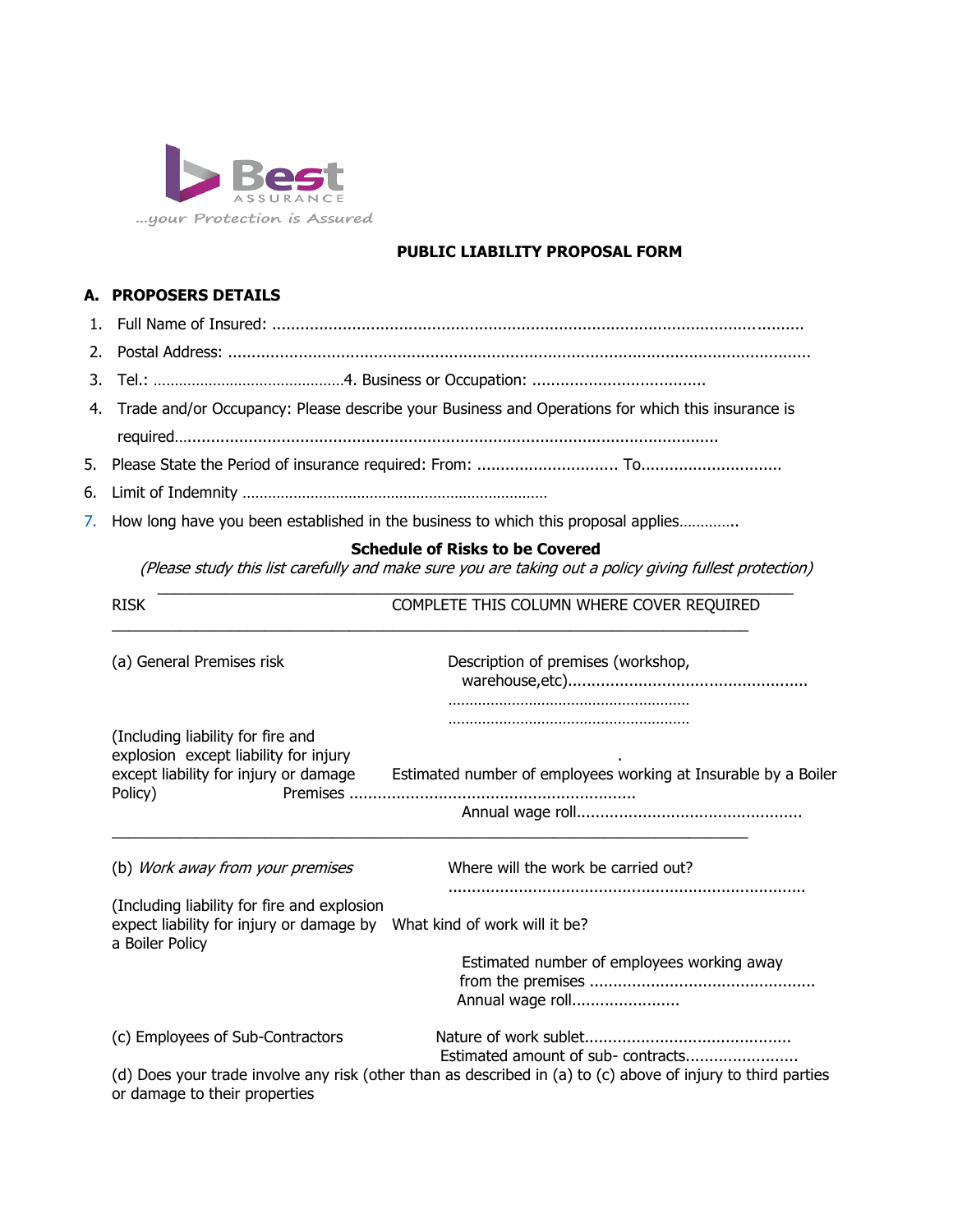...your Protection is Assured

# PUBLIC LIABILITY PROPOSAL FORM

## A. PROPOSERS DETAILS

1. Full Name of Insured: ..........................................................................................................
2. Postal Address: ..........................................................................................................
3. Tel.: ……………………………………4. Business or Occupation: ....................................
4. Trade and/or Occupancy: Please describe your Business and Operations for which this insurance is required..........................................................................................................
5. Please State the Period of insurance required: From: .............................. To..............................
6. Limit of Indemnity ………………………………………………………………
7. How long have you been established in the business to which this proposal applies………….

### Schedule of Risks to be Covered

*(Please study this list carefully and make sure you are taking out a policy giving fullest protection)*

| RISK | COMPLETE THIS COLUMN WHERE COVER REQUIRED |
|---|---|
| (a) General Premises risk<br><br>(Including liability for fire and explosion except liability for injury except liability for injury or damage Insurable by a Boiler Policy) | Description of premises (workshop, warehouse,etc)..................................................<br>………………………………………………<br>………………………………………………<br><br>Estimated number of employees working at Premises ...........................................................<br>Annual wage roll............................................... |
| (b) *Work away from your premises*<br><br>(Including liability for fire and explosion expect liability for injury or damage by a Boiler Policy | Where will the work be carried out?<br>..........................................................................<br><br>What kind of work will it be?<br><br>Estimated number of employees working away from the premises ...............................................<br>Annual wage roll...................... |
| (c) Employees of Sub-Contractors | Nature of work sublet...........................................<br>Estimated amount of sub- contracts....................... |

(d) Does your trade involve any risk (other than as described in (a) to (c) above of injury to third parties or damage to their properties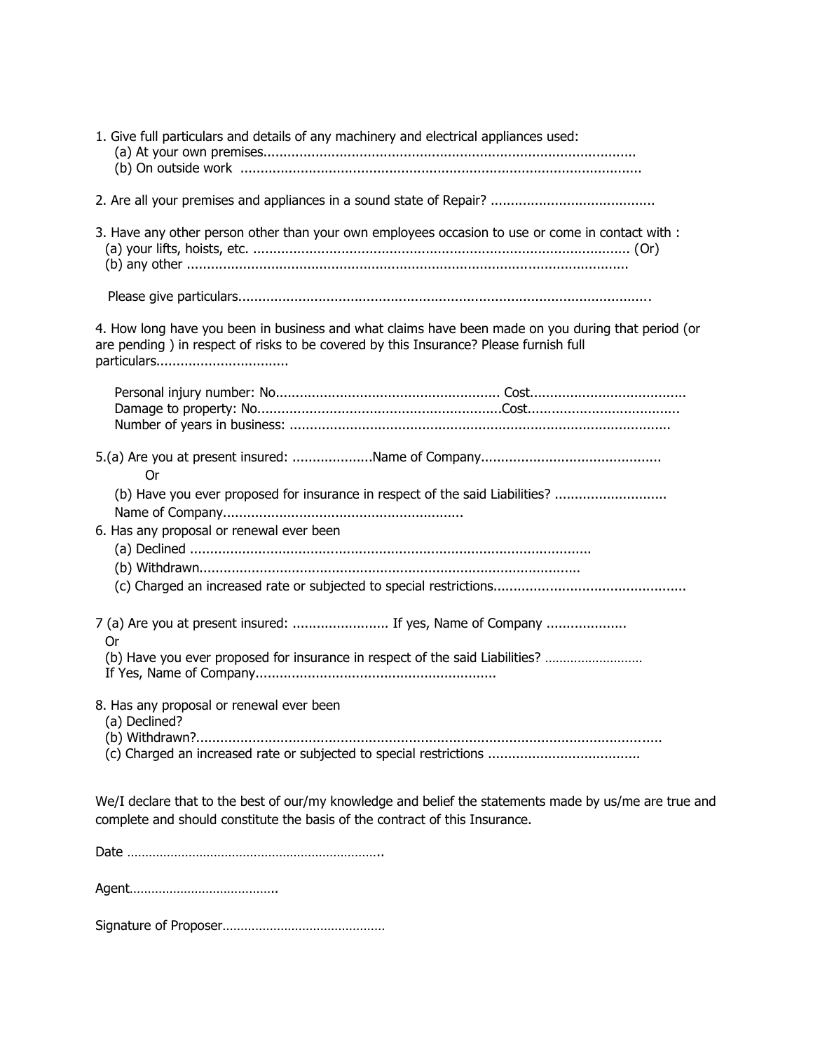1. Give full particulars and details of any machinery and electrical appliances used:
   (a) At your own premises...........................................................................................
   (b) On outside work ..................................................................................................

2. Are all your premises and appliances in a sound state of Repair? ........................................

3. Have any other person other than your own employees occasion to use or come in contact with :
   (a) your lifts, hoists, etc. ............................................................................................ (Or)
   (b) any other ...........................................................................................................

   Please give particulars....................................................................................................

4. How long have you been in business and what claims have been made on you during that period (or are pending ) in respect of risks to be covered by this Insurance? Please furnish full particulars................................

   Personal injury number: No....................................................... Cost......................................
   Damage to property: No............................................................Cost.....................................
   Number of years in business: .............................................................................................

5.(a) Are you at present insured: ....................Name of Company............................................
   Or
   (b) Have you ever proposed for insurance in respect of the said Liabilities? ...........................
   Name of Company..........................................................

6. Has any proposal or renewal ever been
   (a) Declined ..................................................................................................
   (b) Withdrawn..............................................................................................
   (c) Charged an increased rate or subjected to special restrictions...............................................

7 (a) Are you at present insured: ........................ If yes, Name of Company ...................
   Or
   (b) Have you ever proposed for insurance in respect of the said Liabilities? ..........................
   If Yes, Name of Company..........................................................

8. Has any proposal or renewal ever been
   (a) Declined?
   (b) Withdrawn?..................................................................................................................
   (c) Charged an increased rate or subjected to special restrictions .....................................

We/I declare that to the best of our/my knowledge and belief the statements made by us/me are true and complete and should constitute the basis of the contract of this Insurance.

Date ……………………………………………………………..

Agent…………………………………..

Signature of Proposer………………………………………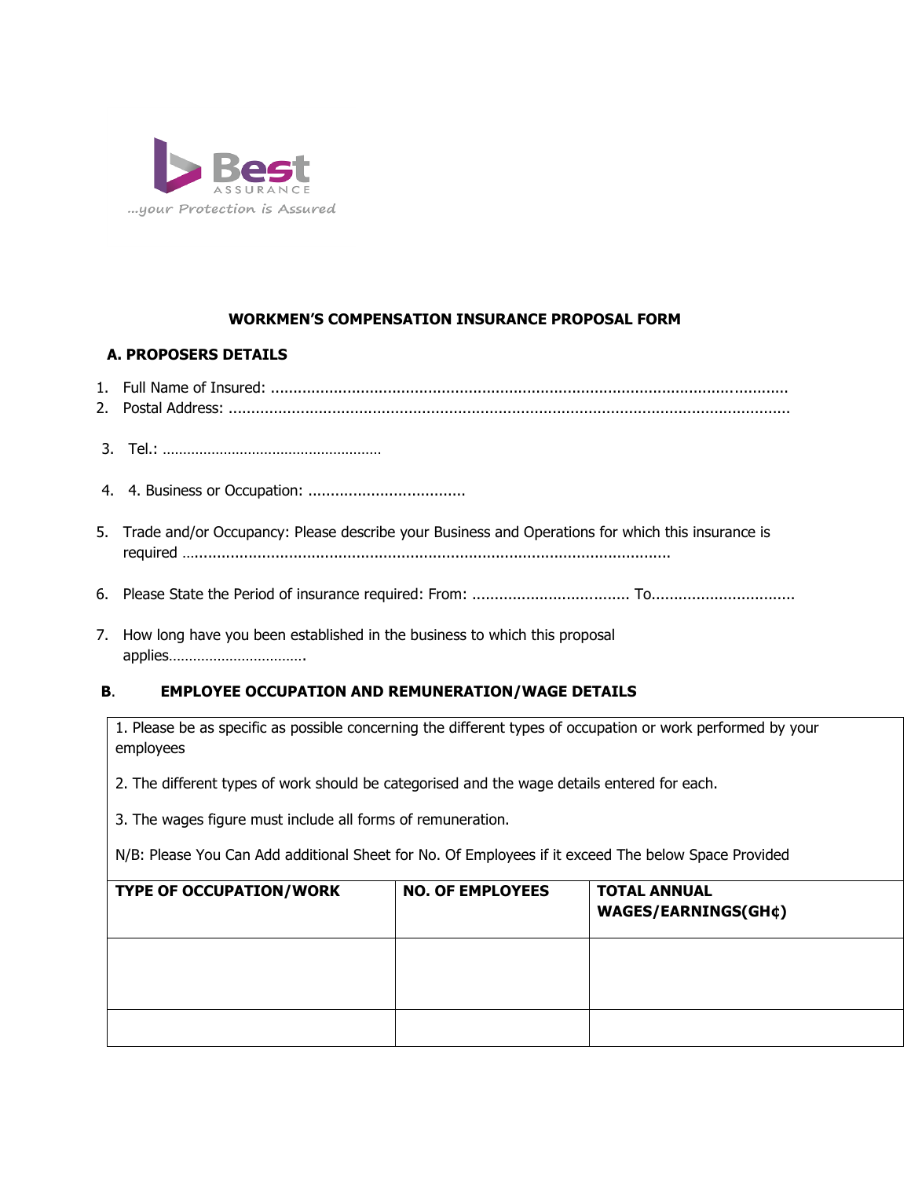Best ASSURANCE
...your Protection is Assured

# WORKMEN'S COMPENSATION INSURANCE PROPOSAL FORM

## A. PROPOSERS DETAILS

1. Full Name of Insured: ..................................................................................................................
2. Postal Address: ..........................................................................................................................
3. Tel.: ……………………………………………………
4. 4. Business or Occupation: ..................................
5. Trade and/or Occupancy: Please describe your Business and Operations for which this insurance is required ……………………………………………………………………………………………….
6. Please State the Period of insurance required: From: .................................. To...............................
7. How long have you been established in the business to which this proposal applies…………………………….

## B. EMPLOYEE OCCUPATION AND REMUNERATION/WAGE DETAILS

1. Please be as specific as possible concerning the different types of occupation or work performed by your employees

2. The different types of work should be categorised and the wage details entered for each.

3. The wages figure must include all forms of remuneration.

N/B: Please You Can Add additional Sheet for No. Of Employees if it exceed The below Space Provided

| TYPE OF OCCUPATION/WORK | NO. OF EMPLOYEES | TOTAL ANNUAL WAGES/EARNINGS(GH¢) |
|---|---|---|
| | | |
| | | |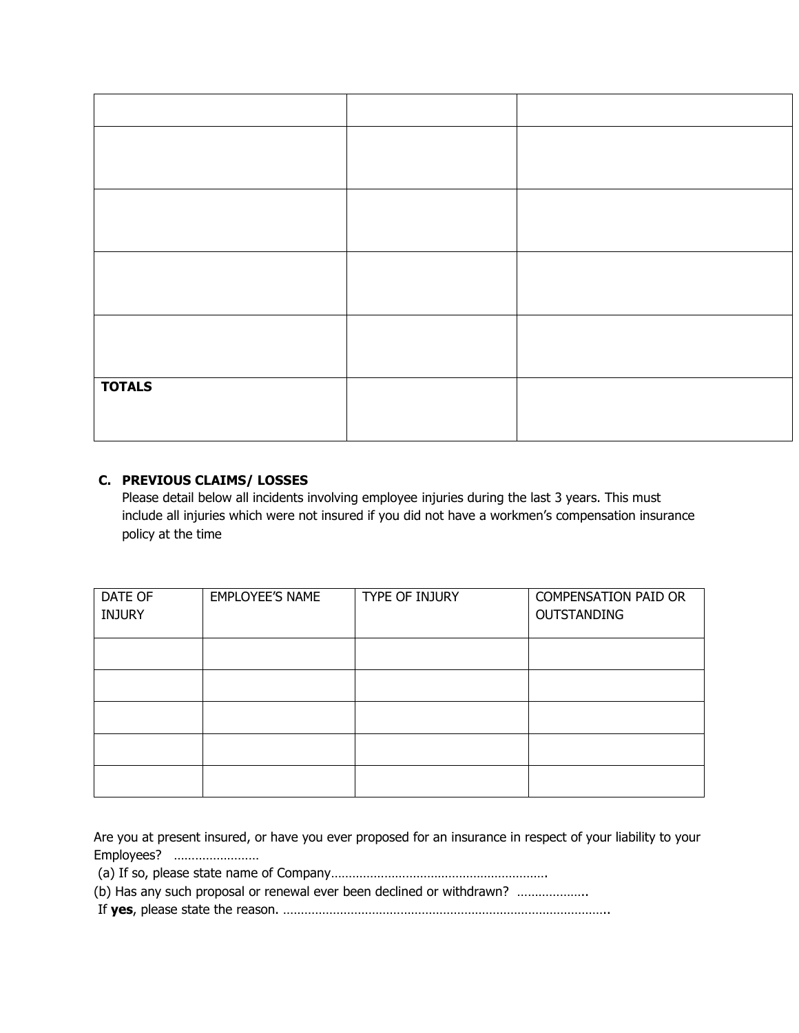| | | |
|---|---|---|
| | | |
| | | |
| | | |
| | | |
| **TOTALS** | | |

**C. PREVIOUS CLAIMS/ LOSSES**

Please detail below all incidents involving employee injuries during the last 3 years. This must include all injuries which were not insured if you did not have a workmen's compensation insurance policy at the time

| DATE OF INJURY | EMPLOYEE'S NAME | TYPE OF INJURY | COMPENSATION PAID OR OUTSTANDING |
|---|---|---|---|
| | | | |
| | | | |
| | | | |
| | | | |
| | | | |

Are you at present insured, or have you ever proposed for an insurance in respect of your liability to your Employees? ……………………

(a) If so, please state name of Company…………………………………………………….

(b) Has any such proposal or renewal ever been declined or withdrawn? ………………..

If **yes**, please state the reason. ………………………………………………………………………………..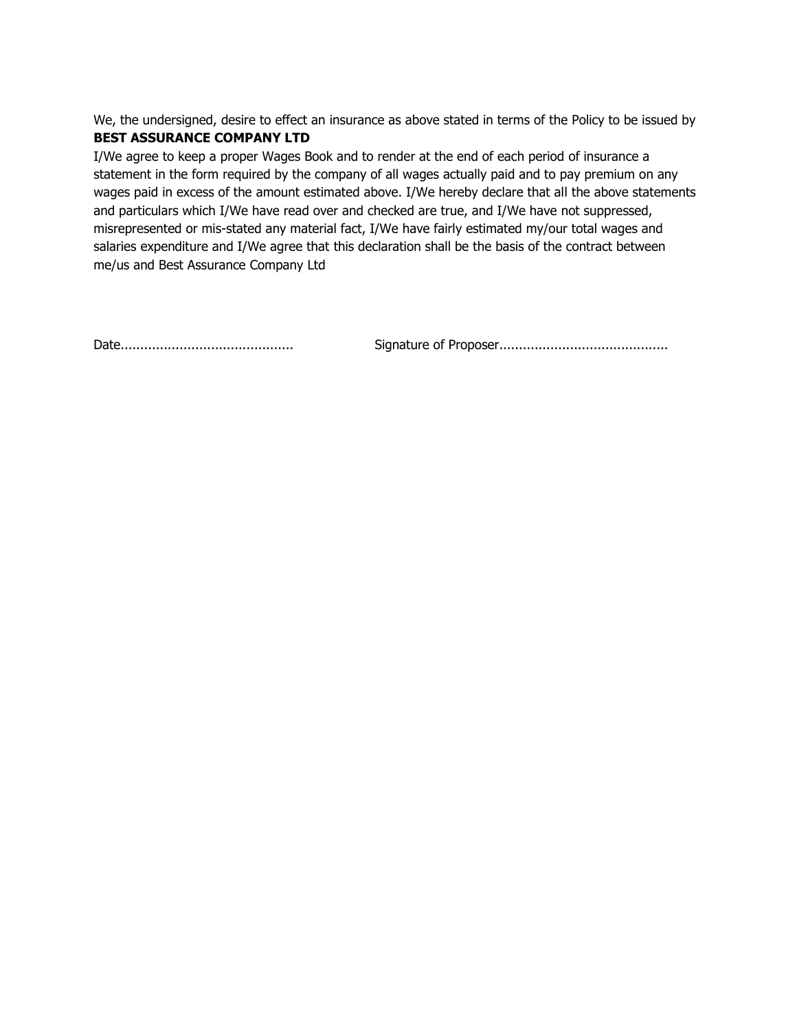We, the undersigned, desire to effect an insurance as above stated in terms of the Policy to be issued by
**BEST ASSURANCE COMPANY LTD**

I/We agree to keep a proper Wages Book and to render at the end of each period of insurance a statement in the form required by the company of all wages actually paid and to pay premium on any wages paid in excess of the amount estimated above. I/We hereby declare that all the above statements and particulars which I/We have read over and checked are true, and I/We have not suppressed, misrepresented or mis-stated any material fact, I/We have fairly estimated my/our total wages and salaries expenditure and I/We agree that this declaration shall be the basis of the contract between me/us and Best Assurance Company Ltd

Date............................................ Signature of Proposer...........................................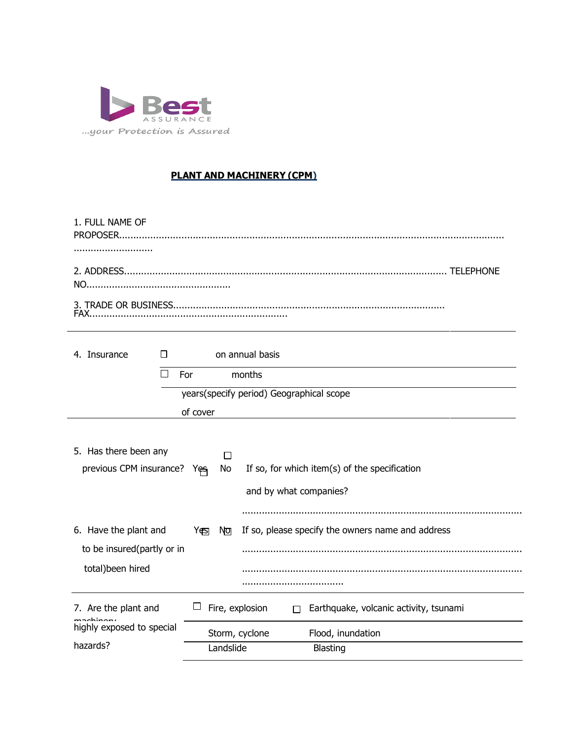Best ASSURANCE

...your Protection is Assured

## PLANT AND MACHINERY (CPM)

1. FULL NAME OF PROPOSER.......................................................................................................................................................................

2. ADDRESS................................................................................................................ TELEPHONE NO..................................................

3. TRADE OR BUSINESS............................................................................................................ FAX....................................................................

4. Insurance ☐ on annual basis

☐ For months

years(specify period) Geographical scope of cover

5. Has there been any previous CPM insurance? Yes ☐ No ☐ If so, for which item(s) of the specification and by what companies?

.................................................................................................

6. Have the plant and machinery to be insured(partly or in total)been hired Yes ☐ No ☐ If so, please specify the owners name and address

.................................................................................................

.................................................................................................

...................................

7. Are the plant and machinery highly exposed to special hazards?

| ☐ Fire, explosion | ☐ Earthquake, volcanic activity, tsunami |
|---|---|
| Storm, cyclone | Flood, inundation |
| Landslide | Blasting |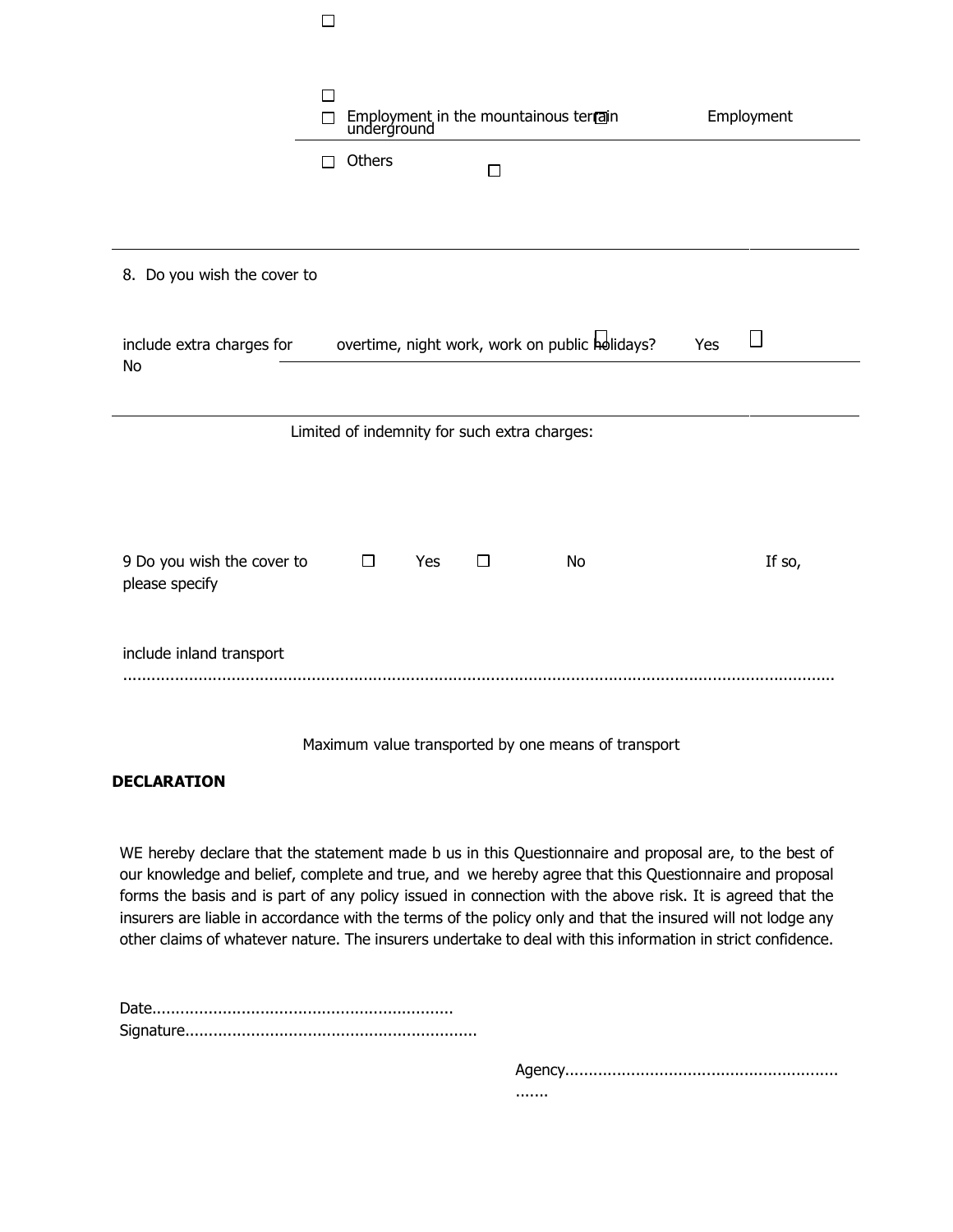☐

☐
☐ Employment in the mountainous terrain ☐ Employment underground

☐ Others ☐

8. Do you wish the cover to

include extra charges for overtime, night work, work on public holidays? ☐ Yes ☐ No

Limited of indemnity for such extra charges:

9 Do you wish the cover to include inland transport ☐ Yes ☐ No If so, please specify

..........................................................................................................................................................

Maximum value transported by one means of transport

**DECLARATION**

WE hereby declare that the statement made b us in this Questionnaire and proposal are, to the best of our knowledge and belief, complete and true, and we hereby agree that this Questionnaire and proposal forms the basis and is part of any policy issued in connection with the above risk. It is agreed that the insurers are liable in accordance with the terms of the policy only and that the insured will not lodge any other claims of whatever nature. The insurers undertake to deal with this information in strict confidence.

Date...............................................................

Signature.............................................................

Agency................................................................